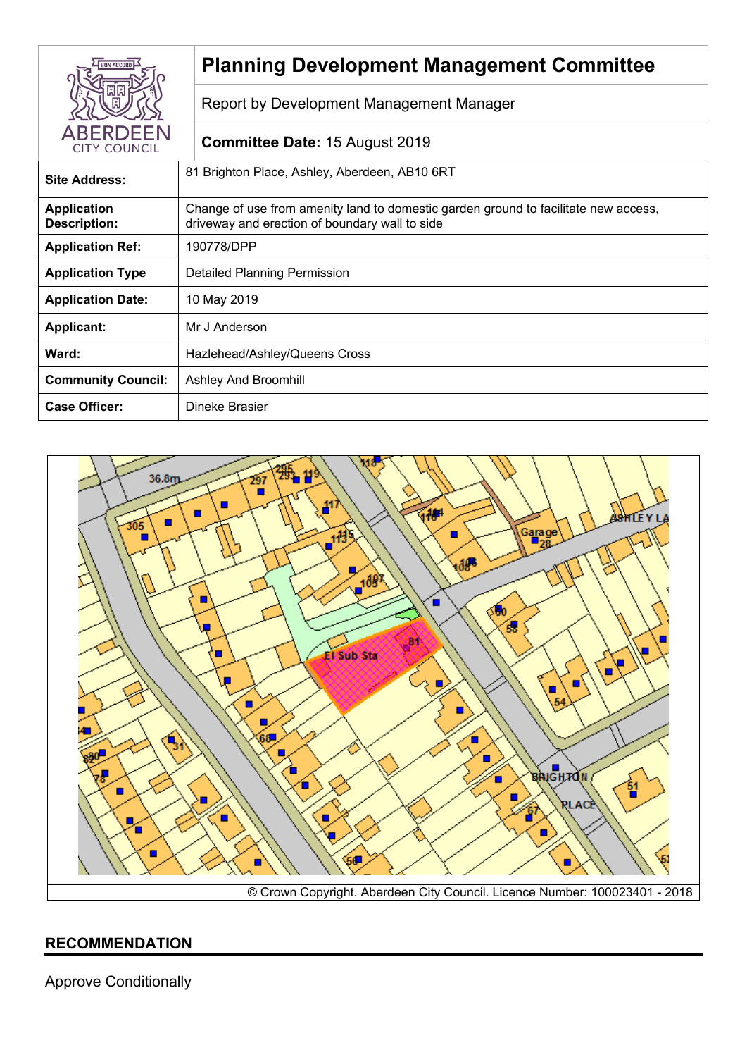# Planning Development Management Committee

Report by Development Management Manager

**Committee Date:** 15 August 2019

| | |
|---|---|
| **Site Address:** | 81 Brighton Place, Ashley, Aberdeen, AB10 6RT |
| **Application Description:** | Change of use from amenity land to domestic garden ground to facilitate new access, driveway and erection of boundary wall to side |
| **Application Ref:** | 190778/DPP |
| **Application Type** | Detailed Planning Permission |
| **Application Date:** | 10 May 2019 |
| **Applicant:** | Mr J Anderson |
| **Ward:** | Hazlehead/Ashley/Queens Cross |
| **Community Council:** | Ashley And Broomhill |
| **Case Officer:** | Dineke Brasier |

© Crown Copyright. Aberdeen City Council. Licence Number: 100023401 - 2018

## RECOMMENDATION

Approve Conditionally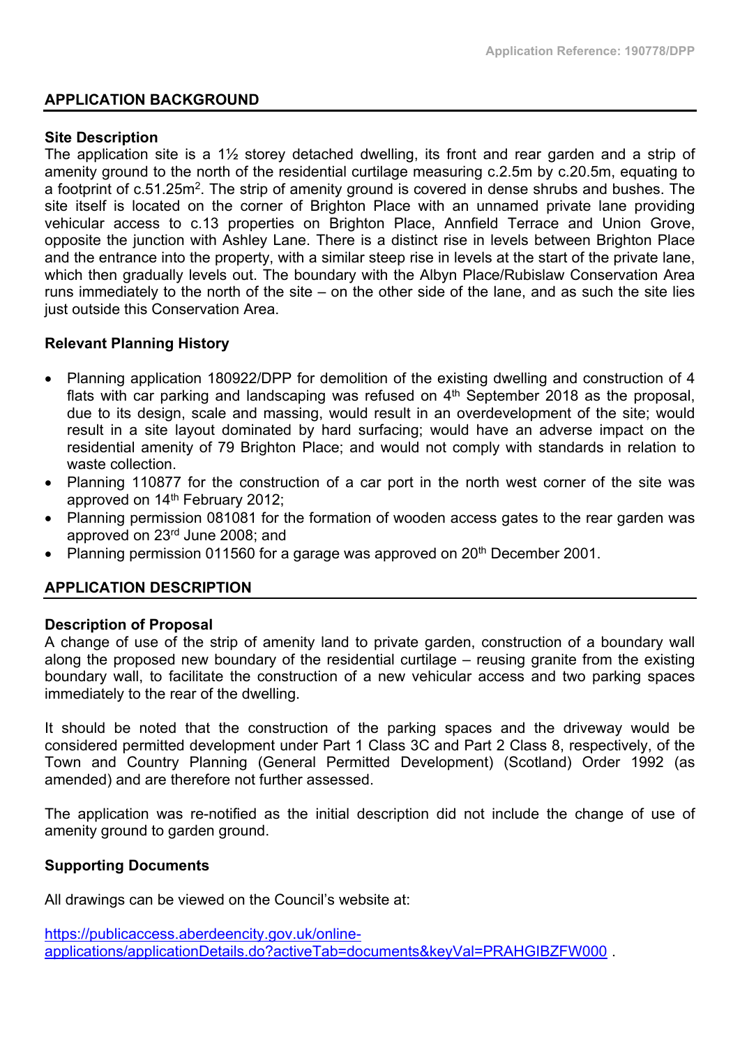## APPLICATION BACKGROUND

### Site Description

The application site is a 1½ storey detached dwelling, its front and rear garden and a strip of amenity ground to the north of the residential curtilage measuring c.2.5m by c.20.5m, equating to a footprint of c.51.25m$^2$. The strip of amenity ground is covered in dense shrubs and bushes. The site itself is located on the corner of Brighton Place with an unnamed private lane providing vehicular access to c.13 properties on Brighton Place, Annfield Terrace and Union Grove, opposite the junction with Ashley Lane. There is a distinct rise in levels between Brighton Place and the entrance into the property, with a similar steep rise in levels at the start of the private lane, which then gradually levels out. The boundary with the Albyn Place/Rubislaw Conservation Area runs immediately to the north of the site – on the other side of the lane, and as such the site lies just outside this Conservation Area.

### Relevant Planning History

- Planning application 180922/DPP for demolition of the existing dwelling and construction of 4 flats with car parking and landscaping was refused on 4th September 2018 as the proposal, due to its design, scale and massing, would result in an overdevelopment of the site; would result in a site layout dominated by hard surfacing; would have an adverse impact on the residential amenity of 79 Brighton Place; and would not comply with standards in relation to waste collection.
- Planning 110877 for the construction of a car port in the north west corner of the site was approved on 14th February 2012;
- Planning permission 081081 for the formation of wooden access gates to the rear garden was approved on 23rd June 2008; and
- Planning permission 011560 for a garage was approved on 20th December 2001.

## APPLICATION DESCRIPTION

### Description of Proposal

A change of use of the strip of amenity land to private garden, construction of a boundary wall along the proposed new boundary of the residential curtilage – reusing granite from the existing boundary wall, to facilitate the construction of a new vehicular access and two parking spaces immediately to the rear of the dwelling.

It should be noted that the construction of the parking spaces and the driveway would be considered permitted development under Part 1 Class 3C and Part 2 Class 8, respectively, of the Town and Country Planning (General Permitted Development) (Scotland) Order 1992 (as amended) and are therefore not further assessed.

The application was re-notified as the initial description did not include the change of use of amenity ground to garden ground.

### Supporting Documents

All drawings can be viewed on the Council's website at:

https://publicaccess.aberdeencity.gov.uk/online-applications/applicationDetails.do?activeTab=documents&keyVal=PRAHGIBZFW000 .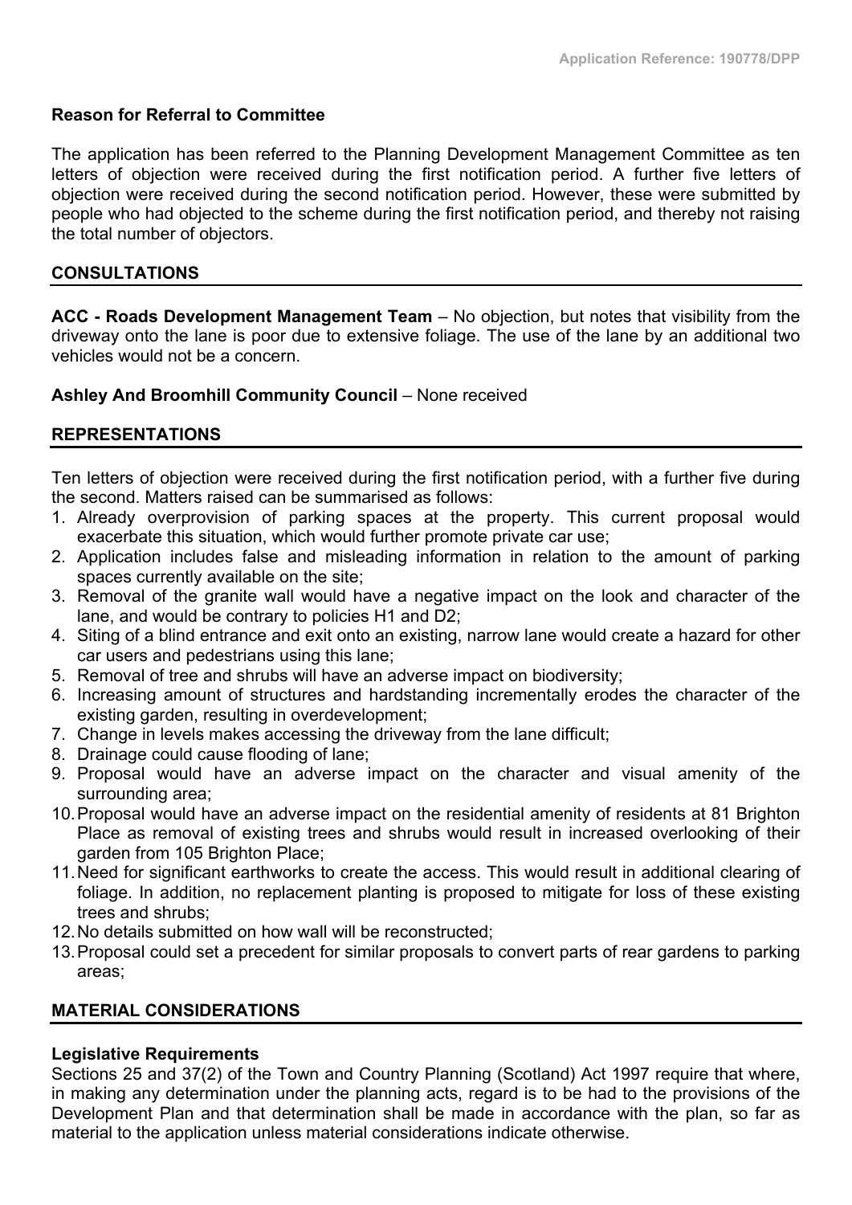## Reason for Referral to Committee

The application has been referred to the Planning Development Management Committee as ten letters of objection were received during the first notification period. A further five letters of objection were received during the second notification period. However, these were submitted by people who had objected to the scheme during the first notification period, and thereby not raising the total number of objectors.

## CONSULTATIONS

**ACC - Roads Development Management Team** – No objection, but notes that visibility from the driveway onto the lane is poor due to extensive foliage. The use of the lane by an additional two vehicles would not be a concern.

**Ashley And Broomhill Community Council** – None received

## REPRESENTATIONS

Ten letters of objection were received during the first notification period, with a further five during the second. Matters raised can be summarised as follows:

1. Already overprovision of parking spaces at the property. This current proposal would exacerbate this situation, which would further promote private car use;
2. Application includes false and misleading information in relation to the amount of parking spaces currently available on the site;
3. Removal of the granite wall would have a negative impact on the look and character of the lane, and would be contrary to policies H1 and D2;
4. Siting of a blind entrance and exit onto an existing, narrow lane would create a hazard for other car users and pedestrians using this lane;
5. Removal of tree and shrubs will have an adverse impact on biodiversity;
6. Increasing amount of structures and hardstanding incrementally erodes the character of the existing garden, resulting in overdevelopment;
7. Change in levels makes accessing the driveway from the lane difficult;
8. Drainage could cause flooding of lane;
9. Proposal would have an adverse impact on the character and visual amenity of the surrounding area;
10. Proposal would have an adverse impact on the residential amenity of residents at 81 Brighton Place as removal of existing trees and shrubs would result in increased overlooking of their garden from 105 Brighton Place;
11. Need for significant earthworks to create the access. This would result in additional clearing of foliage. In addition, no replacement planting is proposed to mitigate for loss of these existing trees and shrubs;
12. No details submitted on how wall will be reconstructed;
13. Proposal could set a precedent for similar proposals to convert parts of rear gardens to parking areas;

## MATERIAL CONSIDERATIONS

### Legislative Requirements

Sections 25 and 37(2) of the Town and Country Planning (Scotland) Act 1997 require that where, in making any determination under the planning acts, regard is to be had to the provisions of the Development Plan and that determination shall be made in accordance with the plan, so far as material to the application unless material considerations indicate otherwise.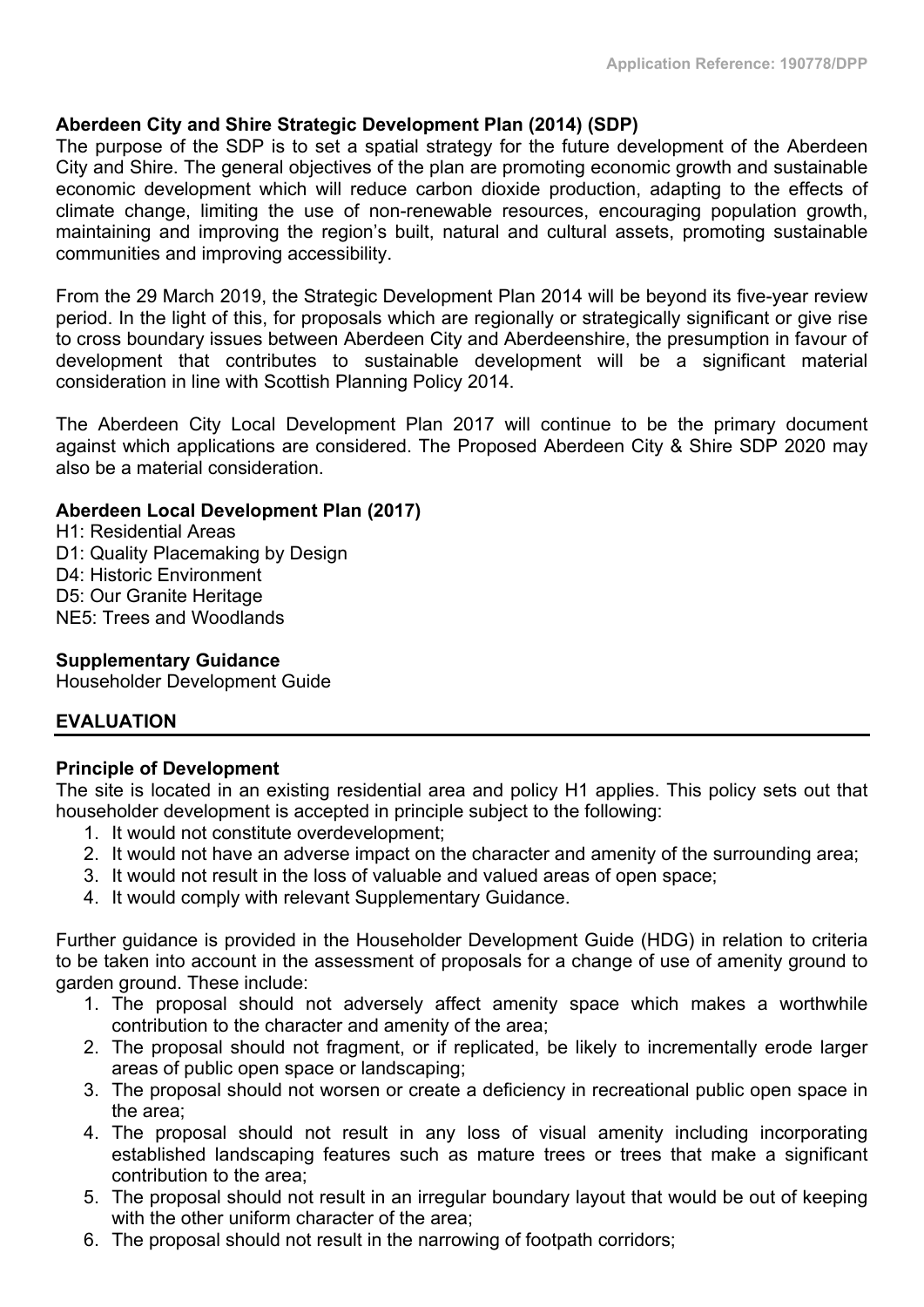**Aberdeen City and Shire Strategic Development Plan (2014) (SDP)**

The purpose of the SDP is to set a spatial strategy for the future development of the Aberdeen City and Shire. The general objectives of the plan are promoting economic growth and sustainable economic development which will reduce carbon dioxide production, adapting to the effects of climate change, limiting the use of non-renewable resources, encouraging population growth, maintaining and improving the region's built, natural and cultural assets, promoting sustainable communities and improving accessibility.

From the 29 March 2019, the Strategic Development Plan 2014 will be beyond its five-year review period. In the light of this, for proposals which are regionally or strategically significant or give rise to cross boundary issues between Aberdeen City and Aberdeenshire, the presumption in favour of development that contributes to sustainable development will be a significant material consideration in line with Scottish Planning Policy 2014.

The Aberdeen City Local Development Plan 2017 will continue to be the primary document against which applications are considered. The Proposed Aberdeen City & Shire SDP 2020 may also be a material consideration.

**Aberdeen Local Development Plan (2017)**

H1: Residential Areas
D1: Quality Placemaking by Design
D4: Historic Environment
D5: Our Granite Heritage
NE5: Trees and Woodlands

**Supplementary Guidance**

Householder Development Guide

## EVALUATION

**Principle of Development**

The site is located in an existing residential area and policy H1 applies. This policy sets out that householder development is accepted in principle subject to the following:

1. It would not constitute overdevelopment;
2. It would not have an adverse impact on the character and amenity of the surrounding area;
3. It would not result in the loss of valuable and valued areas of open space;
4. It would comply with relevant Supplementary Guidance.

Further guidance is provided in the Householder Development Guide (HDG) in relation to criteria to be taken into account in the assessment of proposals for a change of use of amenity ground to garden ground. These include:

1. The proposal should not adversely affect amenity space which makes a worthwhile contribution to the character and amenity of the area;
2. The proposal should not fragment, or if replicated, be likely to incrementally erode larger areas of public open space or landscaping;
3. The proposal should not worsen or create a deficiency in recreational public open space in the area;
4. The proposal should not result in any loss of visual amenity including incorporating established landscaping features such as mature trees or trees that make a significant contribution to the area;
5. The proposal should not result in an irregular boundary layout that would be out of keeping with the other uniform character of the area;
6. The proposal should not result in the narrowing of footpath corridors;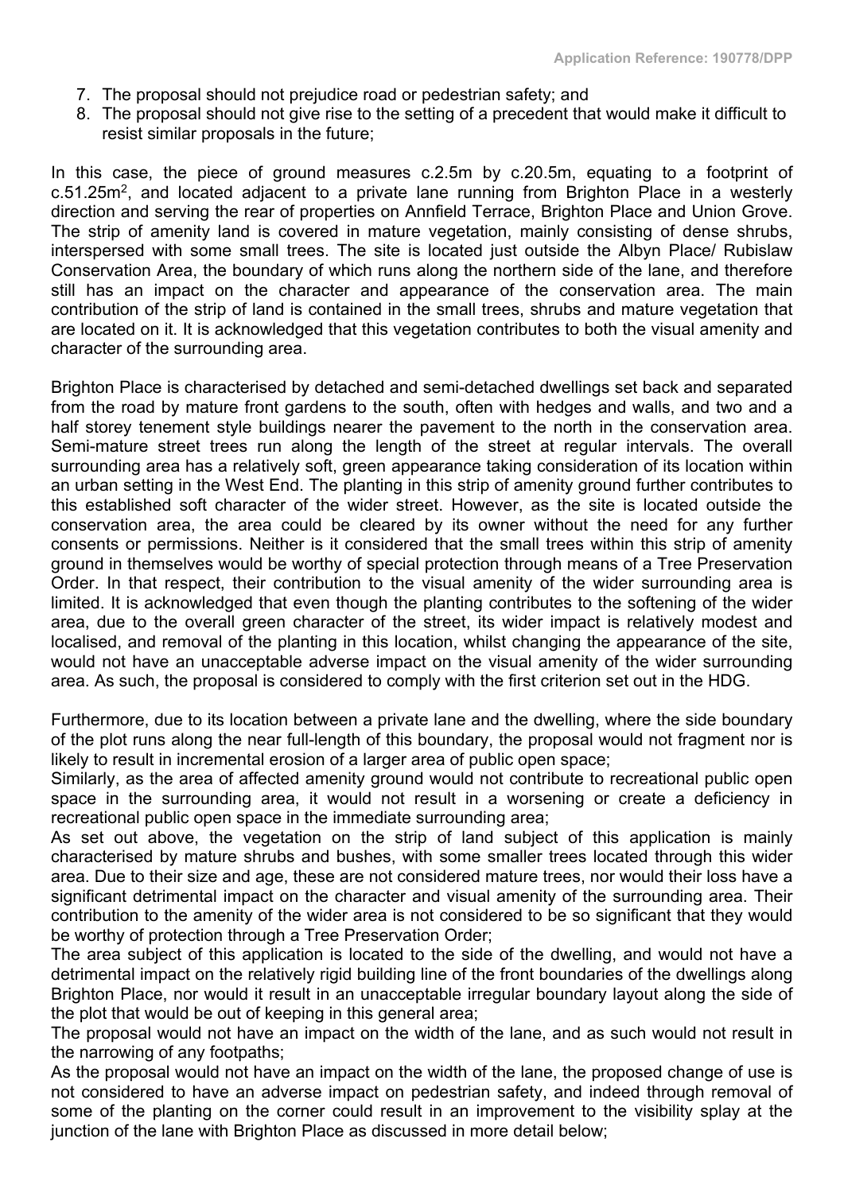7. The proposal should not prejudice road or pedestrian safety; and
8. The proposal should not give rise to the setting of a precedent that would make it difficult to resist similar proposals in the future;

In this case, the piece of ground measures c.2.5m by c.20.5m, equating to a footprint of c.51.25m$^2$, and located adjacent to a private lane running from Brighton Place in a westerly direction and serving the rear of properties on Annfield Terrace, Brighton Place and Union Grove. The strip of amenity land is covered in mature vegetation, mainly consisting of dense shrubs, interspersed with some small trees. The site is located just outside the Albyn Place/ Rubislaw Conservation Area, the boundary of which runs along the northern side of the lane, and therefore still has an impact on the character and appearance of the conservation area. The main contribution of the strip of land is contained in the small trees, shrubs and mature vegetation that are located on it. It is acknowledged that this vegetation contributes to both the visual amenity and character of the surrounding area.

Brighton Place is characterised by detached and semi-detached dwellings set back and separated from the road by mature front gardens to the south, often with hedges and walls, and two and a half storey tenement style buildings nearer the pavement to the north in the conservation area. Semi-mature street trees run along the length of the street at regular intervals. The overall surrounding area has a relatively soft, green appearance taking consideration of its location within an urban setting in the West End. The planting in this strip of amenity ground further contributes to this established soft character of the wider street. However, as the site is located outside the conservation area, the area could be cleared by its owner without the need for any further consents or permissions. Neither is it considered that the small trees within this strip of amenity ground in themselves would be worthy of special protection through means of a Tree Preservation Order. In that respect, their contribution to the visual amenity of the wider surrounding area is limited. It is acknowledged that even though the planting contributes to the softening of the wider area, due to the overall green character of the street, its wider impact is relatively modest and localised, and removal of the planting in this location, whilst changing the appearance of the site, would not have an unacceptable adverse impact on the visual amenity of the wider surrounding area. As such, the proposal is considered to comply with the first criterion set out in the HDG.

Furthermore, due to its location between a private lane and the dwelling, where the side boundary of the plot runs along the near full-length of this boundary, the proposal would not fragment nor is likely to result in incremental erosion of a larger area of public open space;

Similarly, as the area of affected amenity ground would not contribute to recreational public open space in the surrounding area, it would not result in a worsening or create a deficiency in recreational public open space in the immediate surrounding area;

As set out above, the vegetation on the strip of land subject of this application is mainly characterised by mature shrubs and bushes, with some smaller trees located through this wider area. Due to their size and age, these are not considered mature trees, nor would their loss have a significant detrimental impact on the character and visual amenity of the surrounding area. Their contribution to the amenity of the wider area is not considered to be so significant that they would be worthy of protection through a Tree Preservation Order;

The area subject of this application is located to the side of the dwelling, and would not have a detrimental impact on the relatively rigid building line of the front boundaries of the dwellings along Brighton Place, nor would it result in an unacceptable irregular boundary layout along the side of the plot that would be out of keeping in this general area;

The proposal would not have an impact on the width of the lane, and as such would not result in the narrowing of any footpaths;

As the proposal would not have an impact on the width of the lane, the proposed change of use is not considered to have an adverse impact on pedestrian safety, and indeed through removal of some of the planting on the corner could result in an improvement to the visibility splay at the junction of the lane with Brighton Place as discussed in more detail below;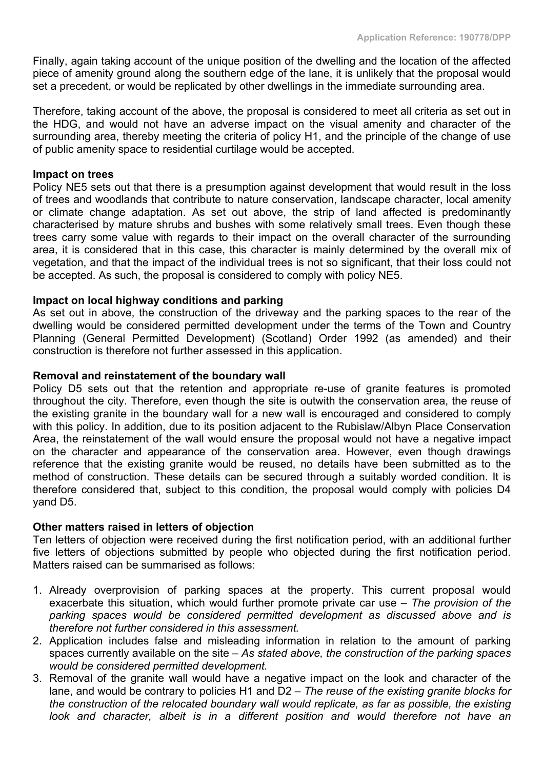Finally, again taking account of the unique position of the dwelling and the location of the affected piece of amenity ground along the southern edge of the lane, it is unlikely that the proposal would set a precedent, or would be replicated by other dwellings in the immediate surrounding area.

Therefore, taking account of the above, the proposal is considered to meet all criteria as set out in the HDG, and would not have an adverse impact on the visual amenity and character of the surrounding area, thereby meeting the criteria of policy H1, and the principle of the change of use of public amenity space to residential curtilage would be accepted.

**Impact on trees**

Policy NE5 sets out that there is a presumption against development that would result in the loss of trees and woodlands that contribute to nature conservation, landscape character, local amenity or climate change adaptation. As set out above, the strip of land affected is predominantly characterised by mature shrubs and bushes with some relatively small trees. Even though these trees carry some value with regards to their impact on the overall character of the surrounding area, it is considered that in this case, this character is mainly determined by the overall mix of vegetation, and that the impact of the individual trees is not so significant, that their loss could not be accepted. As such, the proposal is considered to comply with policy NE5.

**Impact on local highway conditions and parking**

As set out in above, the construction of the driveway and the parking spaces to the rear of the dwelling would be considered permitted development under the terms of the Town and Country Planning (General Permitted Development) (Scotland) Order 1992 (as amended) and their construction is therefore not further assessed in this application.

**Removal and reinstatement of the boundary wall**

Policy D5 sets out that the retention and appropriate re-use of granite features is promoted throughout the city. Therefore, even though the site is outwith the conservation area, the reuse of the existing granite in the boundary wall for a new wall is encouraged and considered to comply with this policy. In addition, due to its position adjacent to the Rubislaw/Albyn Place Conservation Area, the reinstatement of the wall would ensure the proposal would not have a negative impact on the character and appearance of the conservation area. However, even though drawings reference that the existing granite would be reused, no details have been submitted as to the method of construction. These details can be secured through a suitably worded condition. It is therefore considered that, subject to this condition, the proposal would comply with policies D4 yand D5.

**Other matters raised in letters of objection**

Ten letters of objection were received during the first notification period, with an additional further five letters of objections submitted by people who objected during the first notification period. Matters raised can be summarised as follows:

1. Already overprovision of parking spaces at the property. This current proposal would exacerbate this situation, which would further promote private car use – *The provision of the parking spaces would be considered permitted development as discussed above and is therefore not further considered in this assessment.*
2. Application includes false and misleading information in relation to the amount of parking spaces currently available on the site – *As stated above, the construction of the parking spaces would be considered permitted development.*
3. Removal of the granite wall would have a negative impact on the look and character of the lane, and would be contrary to policies H1 and D2 – *The reuse of the existing granite blocks for the construction of the relocated boundary wall would replicate, as far as possible, the existing look and character, albeit is in a different position and would therefore not have an*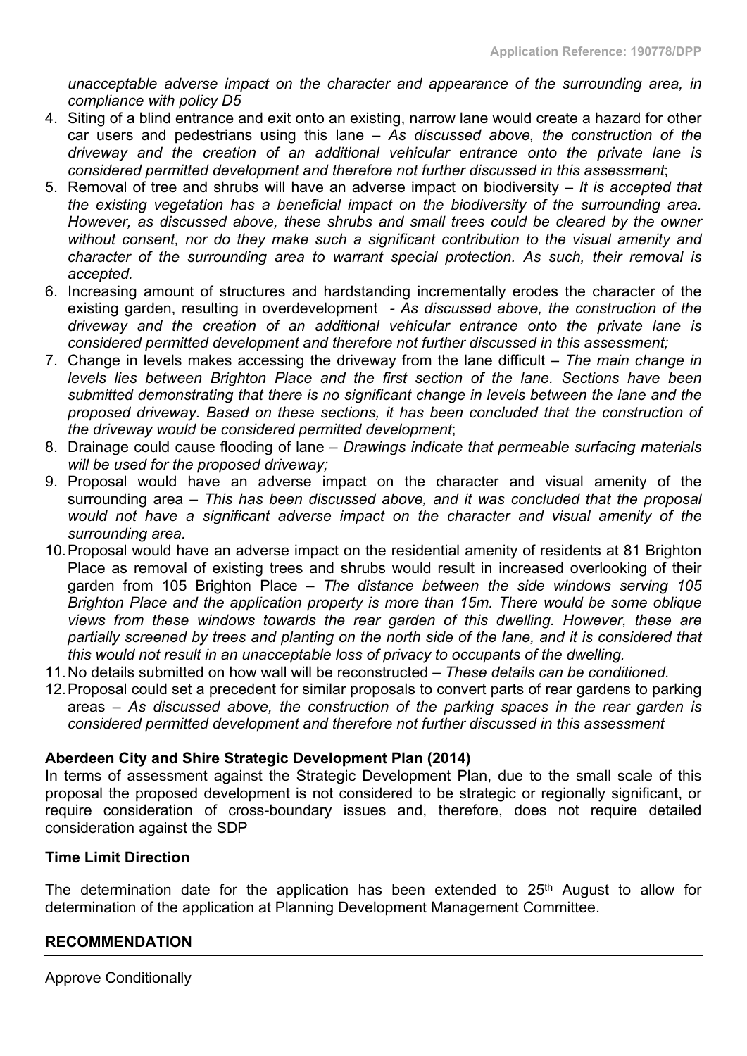*unacceptable adverse impact on the character and appearance of the surrounding area, in compliance with policy D5*

4. Siting of a blind entrance and exit onto an existing, narrow lane would create a hazard for other car users and pedestrians using this lane – *As discussed above, the construction of the driveway and the creation of an additional vehicular entrance onto the private lane is considered permitted development and therefore not further discussed in this assessment*;
5. Removal of tree and shrubs will have an adverse impact on biodiversity – *It is accepted that the existing vegetation has a beneficial impact on the biodiversity of the surrounding area. However, as discussed above, these shrubs and small trees could be cleared by the owner without consent, nor do they make such a significant contribution to the visual amenity and character of the surrounding area to warrant special protection. As such, their removal is accepted.*
6. Increasing amount of structures and hardstanding incrementally erodes the character of the existing garden, resulting in overdevelopment *- As discussed above, the construction of the driveway and the creation of an additional vehicular entrance onto the private lane is considered permitted development and therefore not further discussed in this assessment;*
7. Change in levels makes accessing the driveway from the lane difficult – *The main change in levels lies between Brighton Place and the first section of the lane. Sections have been submitted demonstrating that there is no significant change in levels between the lane and the proposed driveway. Based on these sections, it has been concluded that the construction of the driveway would be considered permitted development*;
8. Drainage could cause flooding of lane – *Drawings indicate that permeable surfacing materials will be used for the proposed driveway;*
9. Proposal would have an adverse impact on the character and visual amenity of the surrounding area – *This has been discussed above, and it was concluded that the proposal would not have a significant adverse impact on the character and visual amenity of the surrounding area.*
10. Proposal would have an adverse impact on the residential amenity of residents at 81 Brighton Place as removal of existing trees and shrubs would result in increased overlooking of their garden from 105 Brighton Place – *The distance between the side windows serving 105 Brighton Place and the application property is more than 15m. There would be some oblique views from these windows towards the rear garden of this dwelling. However, these are partially screened by trees and planting on the north side of the lane, and it is considered that this would not result in an unacceptable loss of privacy to occupants of the dwelling.*
11. No details submitted on how wall will be reconstructed – *These details can be conditioned.*
12. Proposal could set a precedent for similar proposals to convert parts of rear gardens to parking areas – *As discussed above, the construction of the parking spaces in the rear garden is considered permitted development and therefore not further discussed in this assessment*

**Aberdeen City and Shire Strategic Development Plan (2014)**

In terms of assessment against the Strategic Development Plan, due to the small scale of this proposal the proposed development is not considered to be strategic or regionally significant, or require consideration of cross-boundary issues and, therefore, does not require detailed consideration against the SDP

**Time Limit Direction**

The determination date for the application has been extended to 25th August to allow for determination of the application at Planning Development Management Committee.

## RECOMMENDATION

Approve Conditionally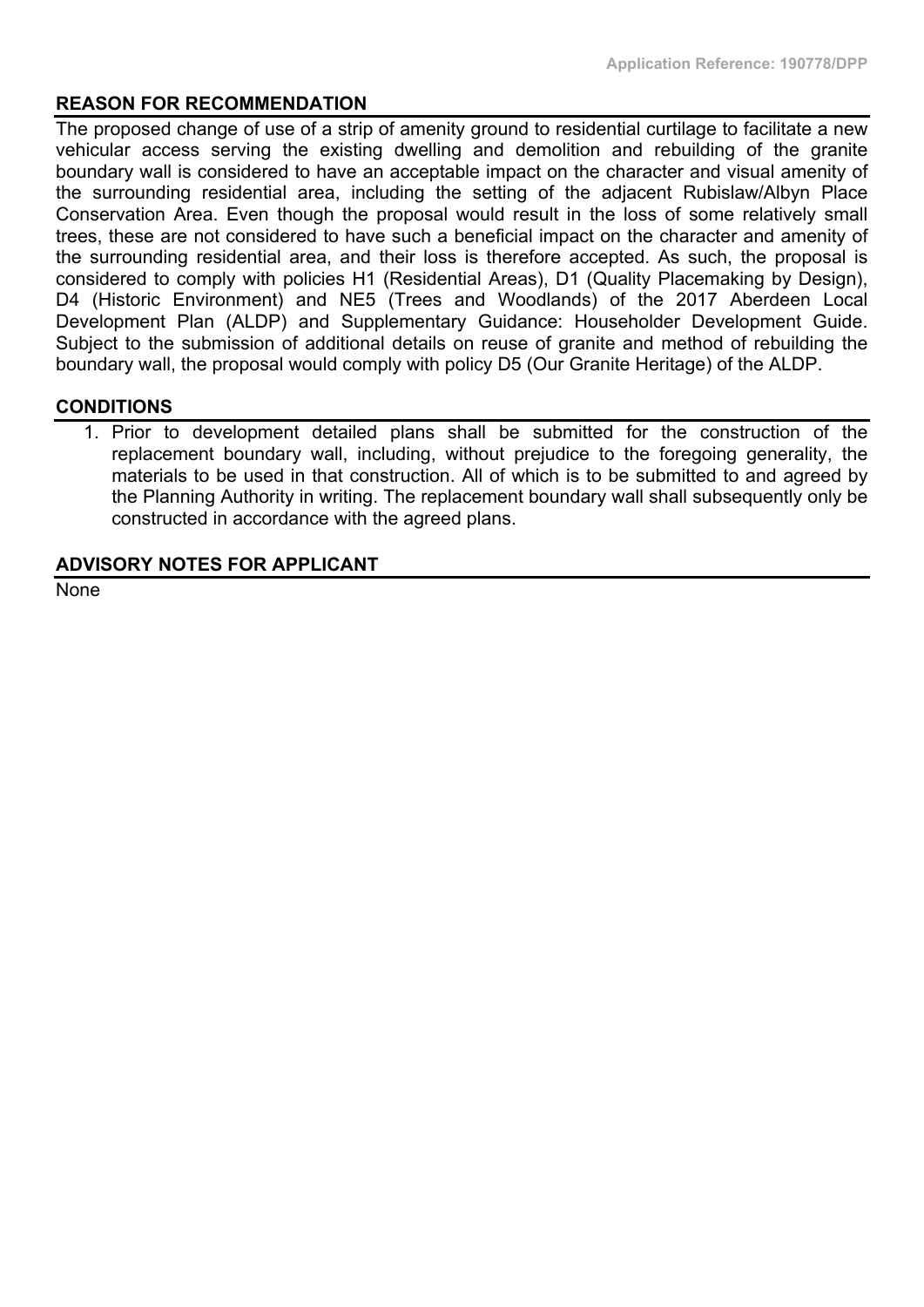## REASON FOR RECOMMENDATION

The proposed change of use of a strip of amenity ground to residential curtilage to facilitate a new vehicular access serving the existing dwelling and demolition and rebuilding of the granite boundary wall is considered to have an acceptable impact on the character and visual amenity of the surrounding residential area, including the setting of the adjacent Rubislaw/Albyn Place Conservation Area. Even though the proposal would result in the loss of some relatively small trees, these are not considered to have such a beneficial impact on the character and amenity of the surrounding residential area, and their loss is therefore accepted. As such, the proposal is considered to comply with policies H1 (Residential Areas), D1 (Quality Placemaking by Design), D4 (Historic Environment) and NE5 (Trees and Woodlands) of the 2017 Aberdeen Local Development Plan (ALDP) and Supplementary Guidance: Householder Development Guide. Subject to the submission of additional details on reuse of granite and method of rebuilding the boundary wall, the proposal would comply with policy D5 (Our Granite Heritage) of the ALDP.

## CONDITIONS

1. Prior to development detailed plans shall be submitted for the construction of the replacement boundary wall, including, without prejudice to the foregoing generality, the materials to be used in that construction. All of which is to be submitted to and agreed by the Planning Authority in writing. The replacement boundary wall shall subsequently only be constructed in accordance with the agreed plans.

## ADVISORY NOTES FOR APPLICANT

None